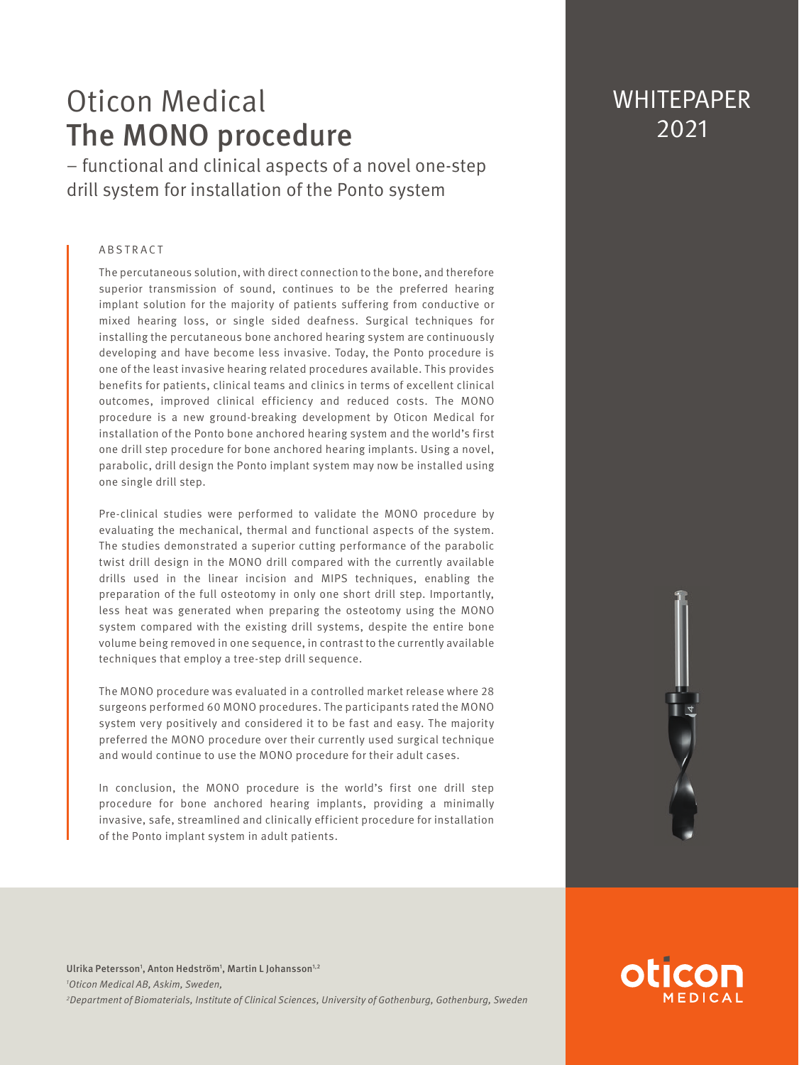Oticon Medical

# The MONO procedure

– functional and clinical aspects of a novel one-step drill system for installation of the Ponto system

WHITEPAPER 2021

## ABSTRACT

The percutaneous solution, with direct connection to the bone, and therefore superior transmission of sound, continues to be the preferred hearing implant solution for the majority of patients suffering from conductive or mixed hearing loss, or single sided deafness. Surgical techniques for installing the percutaneous bone anchored hearing system are continuously developing and have become less invasive. Today, the Ponto procedure is one of the least invasive hearing related procedures available. This provides benefits for patients, clinical teams and clinics in terms of excellent clinical outcomes, improved clinical efficiency and reduced costs. The MONO procedure is a new ground-breaking development by Oticon Medical for installation of the Ponto bone anchored hearing system and the world's first one drill step procedure for bone anchored hearing implants. Using a novel, parabolic, drill design the Ponto implant system may now be installed using one single drill step.

Pre-clinical studies were performed to validate the MONO procedure by evaluating the mechanical, thermal and functional aspects of the system. The studies demonstrated a superior cutting performance of the parabolic twist drill design in the MONO drill compared with the currently available drills used in the linear incision and MIPS techniques, enabling the preparation of the full osteotomy in only one short drill step. Importantly, less heat was generated when preparing the osteotomy using the MONO system compared with the existing drill systems, despite the entire bone volume being removed in one sequence, in contrast to the currently available techniques that employ a tree-step drill sequence.

The MONO procedure was evaluated in a controlled market release where 28 surgeons performed 60 MONO procedures. The participants rated the MONO system very positively and considered it to be fast and easy. The majority preferred the MONO procedure over their currently used surgical technique and would continue to use the MONO procedure for their adult cases.

In conclusion, the MONO procedure is the world's first one drill step procedure for bone anchored hearing implants, providing a minimally invasive, safe, streamlined and clinically efficient procedure for installation of the Ponto implant system in adult patients.

Ulrika Petersson[1], Anton Hedström[1], Martin L Johansson[1,2]

[1]*Oticon Medical AB, Askim, Sweden,*

[2]*Department of Biomaterials, Institute of Clinical Sciences, University of Gothenburg, Gothenburg, Sweden*

oticon MEDICAL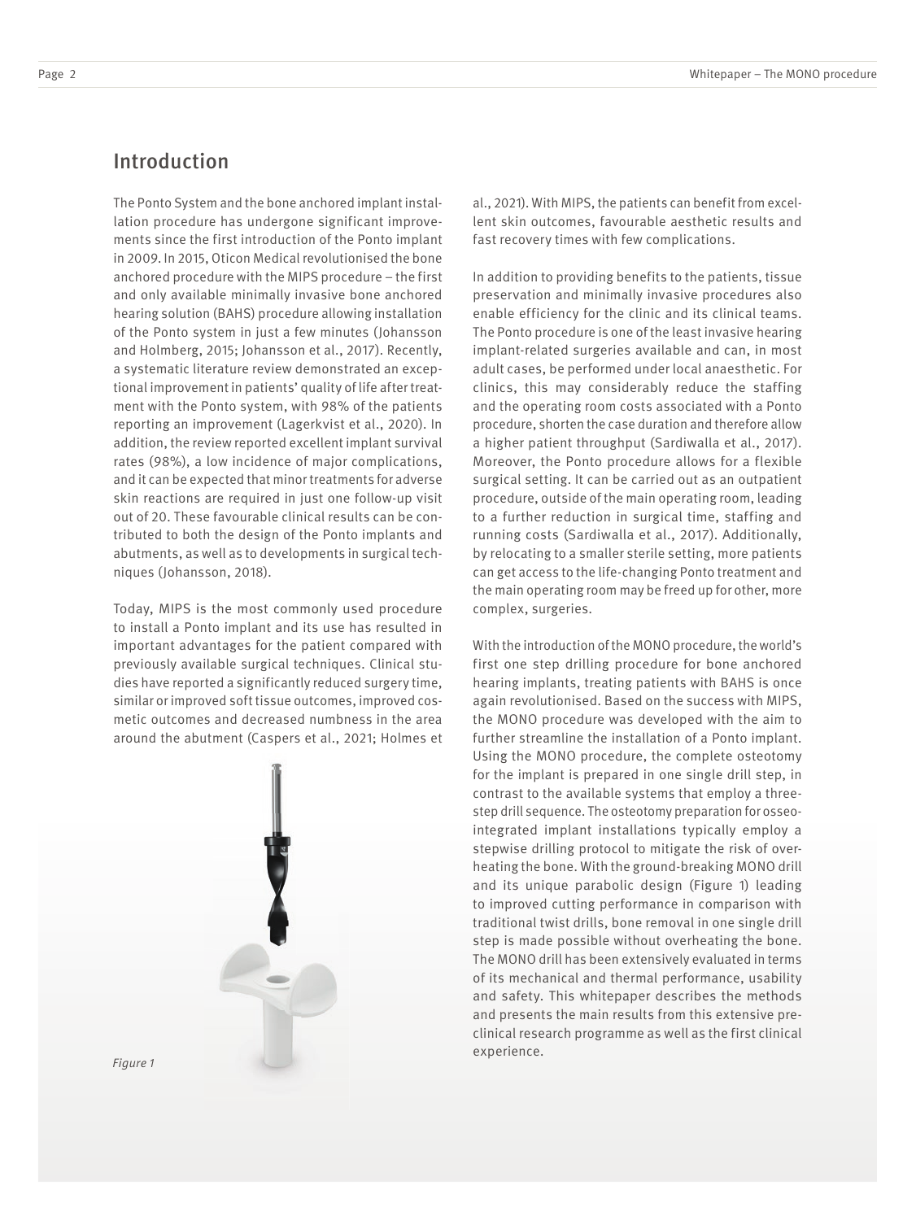## Introduction

The Ponto System and the bone anchored implant installation procedure has undergone significant improvements since the first introduction of the Ponto implant in 2009. In 2015, Oticon Medical revolutionised the bone anchored procedure with the MIPS procedure – the first and only available minimally invasive bone anchored hearing solution (BAHS) procedure allowing installation of the Ponto system in just a few minutes (Johansson and Holmberg, 2015; Johansson et al., 2017). Recently, a systematic literature review demonstrated an exceptional improvement in patients' quality of life after treatment with the Ponto system, with 98% of the patients reporting an improvement (Lagerkvist et al., 2020). In addition, the review reported excellent implant survival rates (98%), a low incidence of major complications, and it can be expected that minor treatments for adverse skin reactions are required in just one follow-up visit out of 20. These favourable clinical results can be contributed to both the design of the Ponto implants and abutments, as well as to developments in surgical techniques (Johansson, 2018).

Today, MIPS is the most commonly used procedure to install a Ponto implant and its use has resulted in important advantages for the patient compared with previously available surgical techniques. Clinical studies have reported a significantly reduced surgery time, similar or improved soft tissue outcomes, improved cosmetic outcomes and decreased numbness in the area around the abutment (Caspers et al., 2021; Holmes et al., 2021). With MIPS, the patients can benefit from excellent skin outcomes, favourable aesthetic results and fast recovery times with few complications.

*Figure 1*

In addition to providing benefits to the patients, tissue preservation and minimally invasive procedures also enable efficiency for the clinic and its clinical teams. The Ponto procedure is one of the least invasive hearing implant-related surgeries available and can, in most adult cases, be performed under local anaesthetic. For clinics, this may considerably reduce the staffing and the operating room costs associated with a Ponto procedure, shorten the case duration and therefore allow a higher patient throughput (Sardiwalla et al., 2017). Moreover, the Ponto procedure allows for a flexible surgical setting. It can be carried out as an outpatient procedure, outside of the main operating room, leading to a further reduction in surgical time, staffing and running costs (Sardiwalla et al., 2017). Additionally, by relocating to a smaller sterile setting, more patients can get access to the life-changing Ponto treatment and the main operating room may be freed up for other, more complex, surgeries.

With the introduction of the MONO procedure, the world's first one step drilling procedure for bone anchored hearing implants, treating patients with BAHS is once again revolutionised. Based on the success with MIPS, the MONO procedure was developed with the aim to further streamline the installation of a Ponto implant. Using the MONO procedure, the complete osteotomy for the implant is prepared in one single drill step, in contrast to the available systems that employ a three-step drill sequence. The osteotomy preparation for osseointegrated implant installations typically employ a stepwise drilling protocol to mitigate the risk of overheating the bone. With the ground-breaking MONO drill and its unique parabolic design (Figure 1) leading to improved cutting performance in comparison with traditional twist drills, bone removal in one single drill step is made possible without overheating the bone. The MONO drill has been extensively evaluated in terms of its mechanical and thermal performance, usability and safety. This whitepaper describes the methods and presents the main results from this extensive pre-clinical research programme as well as the first clinical experience.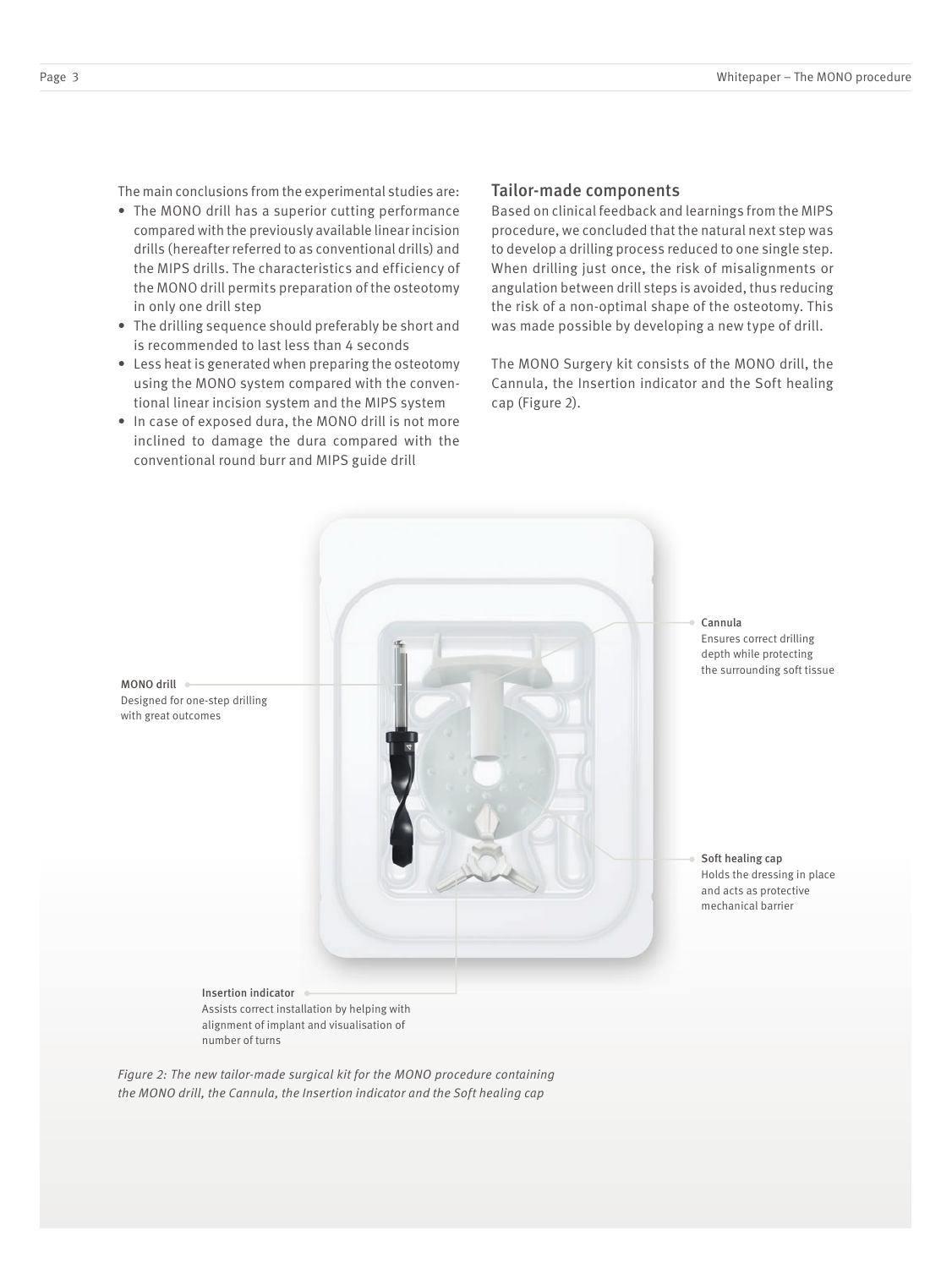The main conclusions from the experimental studies are:

- The MONO drill has a superior cutting performance compared with the previously available linear incision drills (hereafter referred to as conventional drills) and the MIPS drills. The characteristics and efficiency of the MONO drill permits preparation of the osteotomy in only one drill step
- The drilling sequence should preferably be short and is recommended to last less than 4 seconds
- Less heat is generated when preparing the osteotomy using the MONO system compared with the conventional linear incision system and the MIPS system
- In case of exposed dura, the MONO drill is not more inclined to damage the dura compared with the conventional round burr and MIPS guide drill

## Tailor-made components

Based on clinical feedback and learnings from the MIPS procedure, we concluded that the natural next step was to develop a drilling process reduced to one single step. When drilling just once, the risk of misalignments or angulation between drill steps is avoided, thus reducing the risk of a non-optimal shape of the osteotomy. This was made possible by developing a new type of drill.

The MONO Surgery kit consists of the MONO drill, the Cannula, the Insertion indicator and the Soft healing cap (Figure 2).

**MONO drill**
Designed for one-step drilling with great outcomes

**Cannula**
Ensures correct drilling depth while protecting the surrounding soft tissue

**Soft healing cap**
Holds the dressing in place and acts as protective mechanical barrier

**Insertion indicator**
Assists correct installation by helping with alignment of implant and visualisation of number of turns

*Figure 2: The new tailor-made surgical kit for the MONO procedure containing the MONO drill, the Cannula, the Insertion indicator and the Soft healing cap*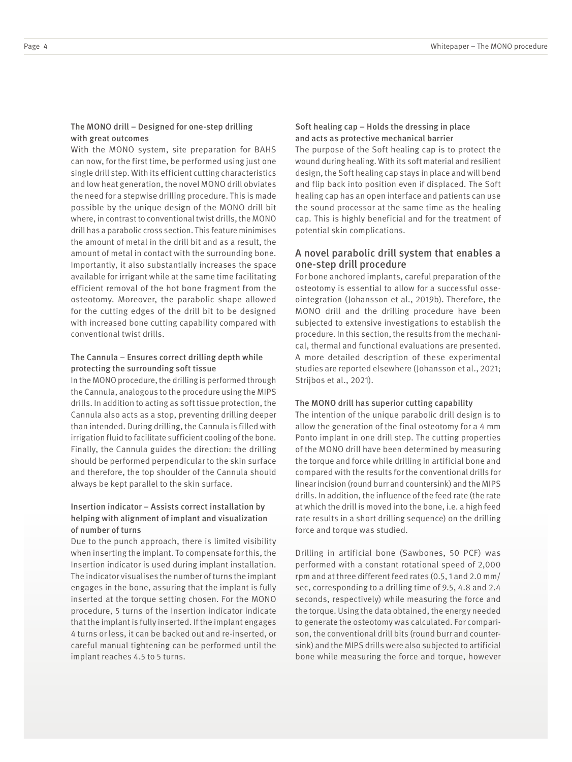#### The MONO drill – Designed for one-step drilling with great outcomes

With the MONO system, site preparation for BAHS can now, for the first time, be performed using just one single drill step. With its efficient cutting characteristics and low heat generation, the novel MONO drill obviates the need for a stepwise drilling procedure. This is made possible by the unique design of the MONO drill bit where, in contrast to conventional twist drills, the MONO drill has a parabolic cross section. This feature minimises the amount of metal in the drill bit and as a result, the amount of metal in contact with the surrounding bone. Importantly, it also substantially increases the space available for irrigant while at the same time facilitating efficient removal of the hot bone fragment from the osteotomy. Moreover, the parabolic shape allowed for the cutting edges of the drill bit to be designed with increased bone cutting capability compared with conventional twist drills.

#### The Cannula – Ensures correct drilling depth while protecting the surrounding soft tissue

In the MONO procedure, the drilling is performed through the Cannula, analogous to the procedure using the MIPS drills. In addition to acting as soft tissue protection, the Cannula also acts as a stop, preventing drilling deeper than intended. During drilling, the Cannula is filled with irrigation fluid to facilitate sufficient cooling of the bone. Finally, the Cannula guides the direction: the drilling should be performed perpendicular to the skin surface and therefore, the top shoulder of the Cannula should always be kept parallel to the skin surface.

#### Insertion indicator – Assists correct installation by helping with alignment of implant and visualization of number of turns

Due to the punch approach, there is limited visibility when inserting the implant. To compensate for this, the Insertion indicator is used during implant installation. The indicator visualises the number of turns the implant engages in the bone, assuring that the implant is fully inserted at the torque setting chosen. For the MONO procedure, 5 turns of the Insertion indicator indicate that the implant is fully inserted. If the implant engages 4 turns or less, it can be backed out and re-inserted, or careful manual tightening can be performed until the implant reaches 4.5 to 5 turns.

#### Soft healing cap – Holds the dressing in place and acts as protective mechanical barrier

The purpose of the Soft healing cap is to protect the wound during healing. With its soft material and resilient design, the Soft healing cap stays in place and will bend and flip back into position even if displaced. The Soft healing cap has an open interface and patients can use the sound processor at the same time as the healing cap. This is highly beneficial and for the treatment of potential skin complications.

## A novel parabolic drill system that enables a one-step drill procedure

For bone anchored implants, careful preparation of the osteotomy is essential to allow for a successful osseointegration (Johansson et al., 2019b). Therefore, the MONO drill and the drilling procedure have been subjected to extensive investigations to establish the procedure. In this section, the results from the mechanical, thermal and functional evaluations are presented. A more detailed description of these experimental studies are reported elsewhere (Johansson et al., 2021; Strijbos et al., 2021).

#### The MONO drill has superior cutting capability

The intention of the unique parabolic drill design is to allow the generation of the final osteotomy for a 4 mm Ponto implant in one drill step. The cutting properties of the MONO drill have been determined by measuring the torque and force while drilling in artificial bone and compared with the results for the conventional drills for linear incision (round burr and countersink) and the MIPS drills. In addition, the influence of the feed rate (the rate at which the drill is moved into the bone, i.e. a high feed rate results in a short drilling sequence) on the drilling force and torque was studied.

Drilling in artificial bone (Sawbones, 50 PCF) was performed with a constant rotational speed of 2,000 rpm and at three different feed rates (0.5, 1 and 2.0 mm/sec, corresponding to a drilling time of 9.5, 4.8 and 2.4 seconds, respectively) while measuring the force and the torque. Using the data obtained, the energy needed to generate the osteotomy was calculated. For comparison, the conventional drill bits (round burr and countersink) and the MIPS drills were also subjected to artificial bone while measuring the force and torque, however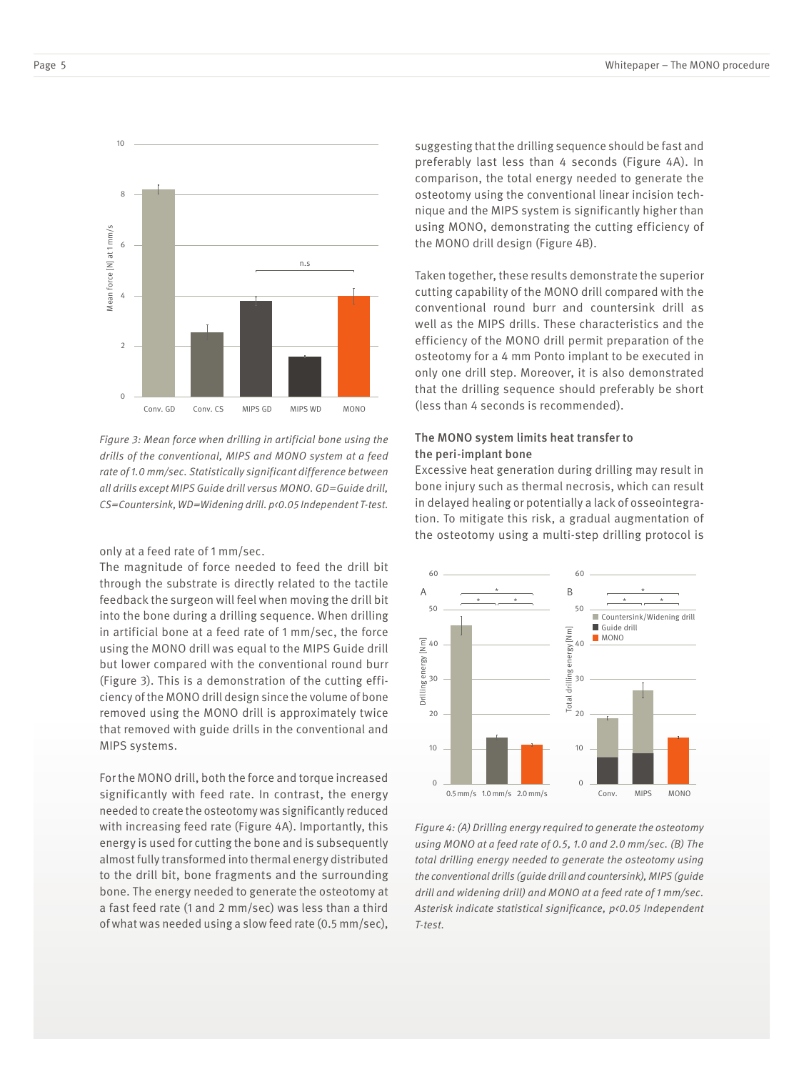Figure 3: Mean force when drilling in artificial bone using the drills of the conventional, MIPS and MONO system at a feed rate of 1.0 mm/sec. Statistically significant difference between all drills except MIPS Guide drill versus MONO. GD=Guide drill, CS=Countersink, WD=Widening drill. $p<0.05$ Independent T-test.

only at a feed rate of 1 mm/sec.

The magnitude of force needed to feed the drill bit through the substrate is directly related to the tactile feedback the surgeon will feel when moving the drill bit into the bone during a drilling sequence. When drilling in artificial bone at a feed rate of 1 mm/sec, the force using the MONO drill was equal to the MIPS Guide drill but lower compared with the conventional round burr (Figure 3). This is a demonstration of the cutting efficiency of the MONO drill design since the volume of bone removed using the MONO drill is approximately twice that removed with guide drills in the conventional and MIPS systems.

For the MONO drill, both the force and torque increased significantly with feed rate. In contrast, the energy needed to create the osteotomy was significantly reduced with increasing feed rate (Figure 4A). Importantly, this energy is used for cutting the bone and is subsequently almost fully transformed into thermal energy distributed to the drill bit, bone fragments and the surrounding bone. The energy needed to generate the osteotomy at a fast feed rate (1 and 2 mm/sec) was less than a third of what was needed using a slow feed rate (0.5 mm/sec), suggesting that the drilling sequence should be fast and preferably last less than 4 seconds (Figure 4A). In comparison, the total energy needed to generate the osteotomy using the conventional linear incision technique and the MIPS system is significantly higher than using MONO, demonstrating the cutting efficiency of the MONO drill design (Figure 4B).

Taken together, these results demonstrate the superior cutting capability of the MONO drill compared with the conventional round burr and countersink drill as well as the MIPS drills. These characteristics and the efficiency of the MONO drill permit preparation of the osteotomy for a 4 mm Ponto implant to be executed in only one drill step. Moreover, it is also demonstrated that the drilling sequence should preferably be short (less than 4 seconds is recommended).

### The MONO system limits heat transfer to the peri-implant bone

Excessive heat generation during drilling may result in bone injury such as thermal necrosis, which can result in delayed healing or potentially a lack of osseointegration. To mitigate this risk, a gradual augmentation of the osteotomy using a multi-step drilling protocol is

Figure 4: (A) Drilling energy required to generate the osteotomy using MONO at a feed rate of 0.5, 1.0 and 2.0 mm/sec. (B) The total drilling energy needed to generate the osteotomy using the conventional drills (guide drill and countersink), MIPS (guide drill and widening drill) and MONO at a feed rate of 1 mm/sec. Asterisk indicate statistical significance, $p<0.05$ Independent T-test.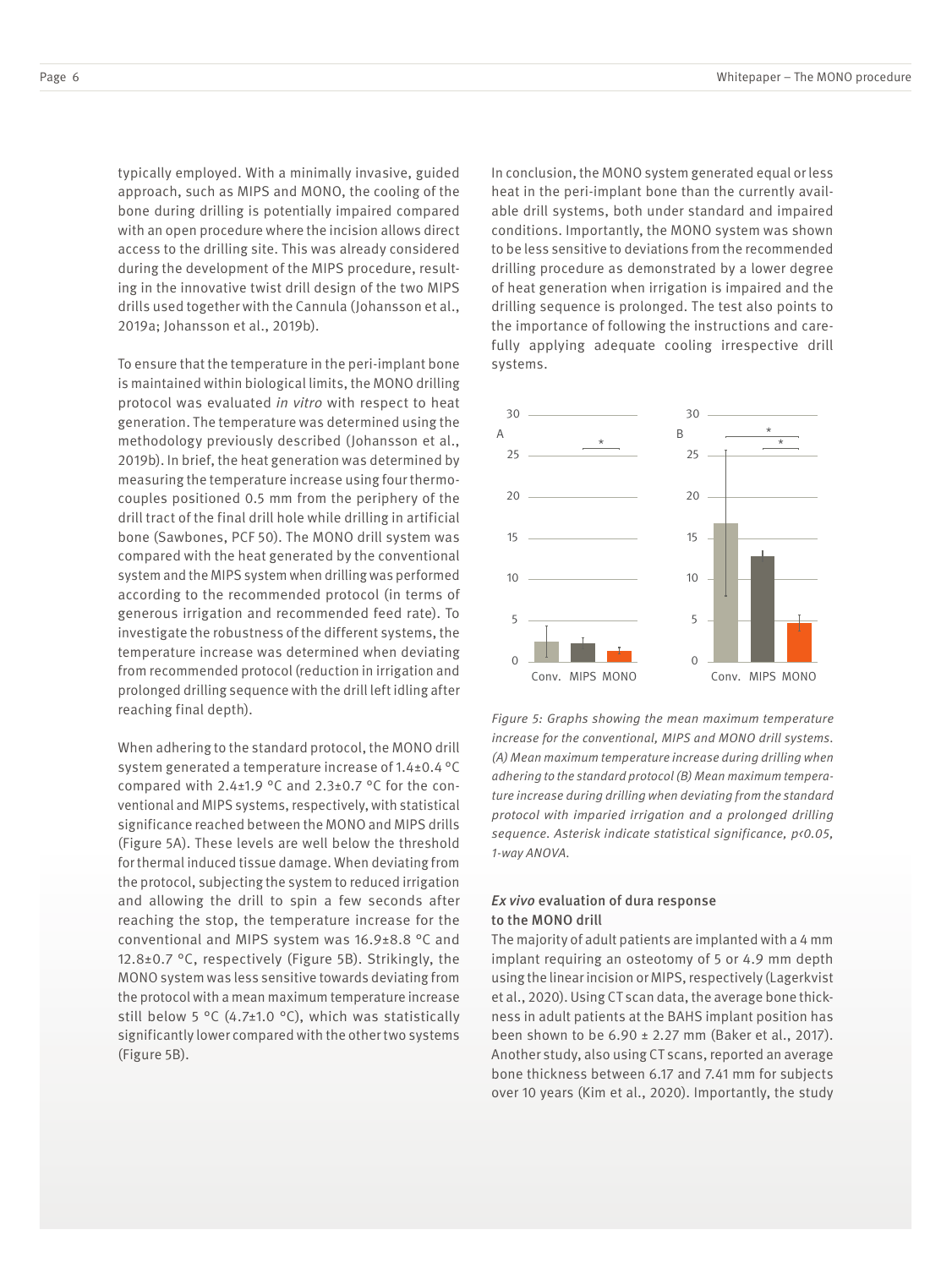typically employed. With a minimally invasive, guided approach, such as MIPS and MONO, the cooling of the bone during drilling is potentially impaired compared with an open procedure where the incision allows direct access to the drilling site. This was already considered during the development of the MIPS procedure, resulting in the innovative twist drill design of the two MIPS drills used together with the Cannula (Johansson et al., 2019a; Johansson et al., 2019b).

To ensure that the temperature in the peri-implant bone is maintained within biological limits, the MONO drilling protocol was evaluated *in vitro* with respect to heat generation. The temperature was determined using the methodology previously described (Johansson et al., 2019b). In brief, the heat generation was determined by measuring the temperature increase using four thermocouples positioned 0.5 mm from the periphery of the drill tract of the final drill hole while drilling in artificial bone (Sawbones, PCF 50). The MONO drill system was compared with the heat generated by the conventional system and the MIPS system when drilling was performed according to the recommended protocol (in terms of generous irrigation and recommended feed rate). To investigate the robustness of the different systems, the temperature increase was determined when deviating from recommended protocol (reduction in irrigation and prolonged drilling sequence with the drill left idling after reaching final depth).

When adhering to the standard protocol, the MONO drill system generated a temperature increase of 1.4±0.4 °C compared with 2.4±1.9 °C and 2.3±0.7 °C for the conventional and MIPS systems, respectively, with statistical significance reached between the MONO and MIPS drills (Figure 5A). These levels are well below the threshold for thermal induced tissue damage. When deviating from the protocol, subjecting the system to reduced irrigation and allowing the drill to spin a few seconds after reaching the stop, the temperature increase for the conventional and MIPS system was 16.9±8.8 °C and 12.8±0.7 °C, respectively (Figure 5B). Strikingly, the MONO system was less sensitive towards deviating from the protocol with a mean maximum temperature increase still below 5 °C (4.7±1.0 °C), which was statistically significantly lower compared with the other two systems (Figure 5B).

In conclusion, the MONO system generated equal or less heat in the peri-implant bone the currently available drill systems, both under standard and impaired conditions. Importantly, the MONO system was shown to be less sensitive to deviations from the recommended drilling procedure as demonstrated by a lower degree of heat generation when irrigation is impaired and the drilling sequence is prolonged. The test also points to the importance of following the instructions and carefully applying adequate cooling irrespective drill systems.

*Figure 5: Graphs showing the mean maximum temperature increase for the conventional, MIPS and MONO drill systems. (A) Mean maximum temperature increase during drilling when adhering to the standard protocol (B) Mean maximum temperature increase during drilling when deviating from the standard protocol with imparied irrigation and a prolonged drilling sequence. Asterisk indicate statistical significance, p<0.05, 1-way ANOVA.*

### *Ex vivo* evaluation of dura response to the MONO drill

The majority of adult patients are implanted with a 4 mm implant requiring an osteotomy of 5 or 4.9 mm depth using the linear incision or MIPS, respectively (Lagerkvist et al., 2020). Using CT scan data, the average bone thickness in adult patients at the BAHS implant position has been shown to be 6.90 ± 2.27 mm (Baker et al., 2017). Another study, also using CT scans, reported an average bone thickness between 6.17 and 7.41 mm for subjects over 10 years (Kim et al., 2020). Importantly, the study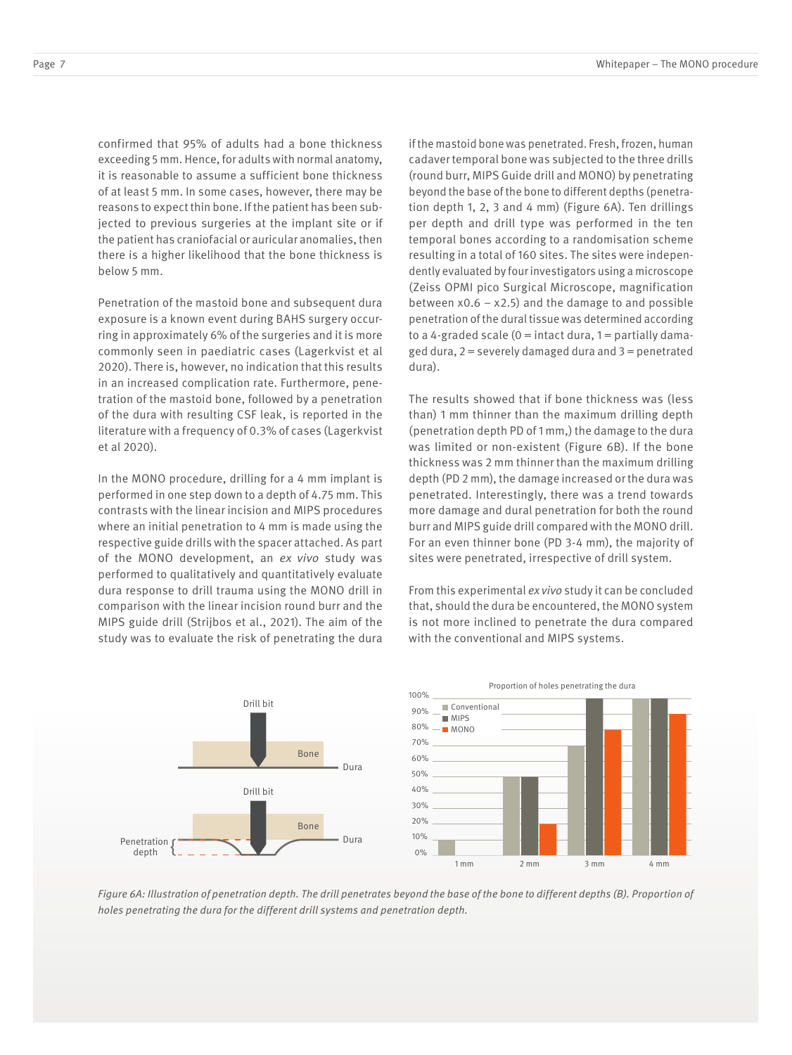confirmed that 95% of adults had a bone thickness exceeding 5 mm. Hence, for adults with normal anatomy, it is reasonable to assume a sufficient bone thickness of at least 5 mm. In some cases, however, there may be reasons to expect thin bone. If the patient has been subjected to previous surgeries at the implant site or if the patient has craniofacial or auricular anomalies, then there is a higher likelihood that the bone thickness is below 5 mm.

Penetration of the mastoid bone and subsequent dura exposure is a known event during BAHS surgery occurring in approximately 6% of the surgeries and it is more commonly seen in paediatric cases (Lagerkvist et al 2020). There is, however, no indication that this results in an increased complication rate. Furthermore, penetration of the mastoid bone, followed by a penetration of the dura with resulting CSF leak, is reported in the literature with a frequency of 0.3% of cases (Lagerkvist et al 2020).

In the MONO procedure, drilling for a 4 mm implant is performed in one step down to a depth of 4.75 mm. This contrasts with the linear incision and MIPS procedures where an initial penetration to 4 mm is made using the respective guide drills with the spacer attached. As part of the MONO development, an *ex vivo* study was performed to qualitatively and quantitatively evaluate dura response to drill trauma using the MONO drill in comparison with the linear incision round burr and the MIPS guide drill (Strijbos et al., 2021). The aim of the study was to evaluate the risk of penetrating the dura if the mastoid bone was penetrated. Fresh, frozen, human cadaver temporal bone was subjected to the three drills (round burr, MIPS Guide drill and MONO) by penetrating beyond the base of the bone to different depths (penetration depth 1, 2, 3 and 4 mm) (Figure 6A). Ten drillings per depth and drill type was performed in the ten temporal bones according to a randomisation scheme resulting in a total of 160 sites. The sites were independently evaluated by four investigators using a microscope (Zeiss OPMI pico Surgical Microscope, magnification between x0.6 – x2.5) and the damage to and possible penetration of the dural tissue was determined according to a 4-graded scale (0 = intact dura, 1 = partially damaged dura, 2 = severely damaged dura and 3 = penetrated dura).

The results showed that if bone thickness was (less than) 1 mm thinner than the maximum drilling depth (penetration depth PD of 1 mm,) the damage to the dura was limited or non-existent (Figure 6B). If the bone thickness was 2 mm thinner than the maximum drilling depth (PD 2 mm), the damage increased or the dura was penetrated. Interestingly, there was a trend towards more damage and dural penetration for both the round burr and MIPS guide drill compared with the MONO drill. For an even thinner bone (PD 3-4 mm), the majority of sites were penetrated, irrespective of drill system.

From this experimental *ex vivo* study it can be concluded that, should the dura be encountered, the MONO system is not more inclined to penetrate the dura compared with the conventional and MIPS systems.

*Figure 6A: Illustration of penetration depth. The drill penetrates beyond the base of the bone to different depths (B). Proportion of holes penetrating the dura for the different drill systems and penetration depth.*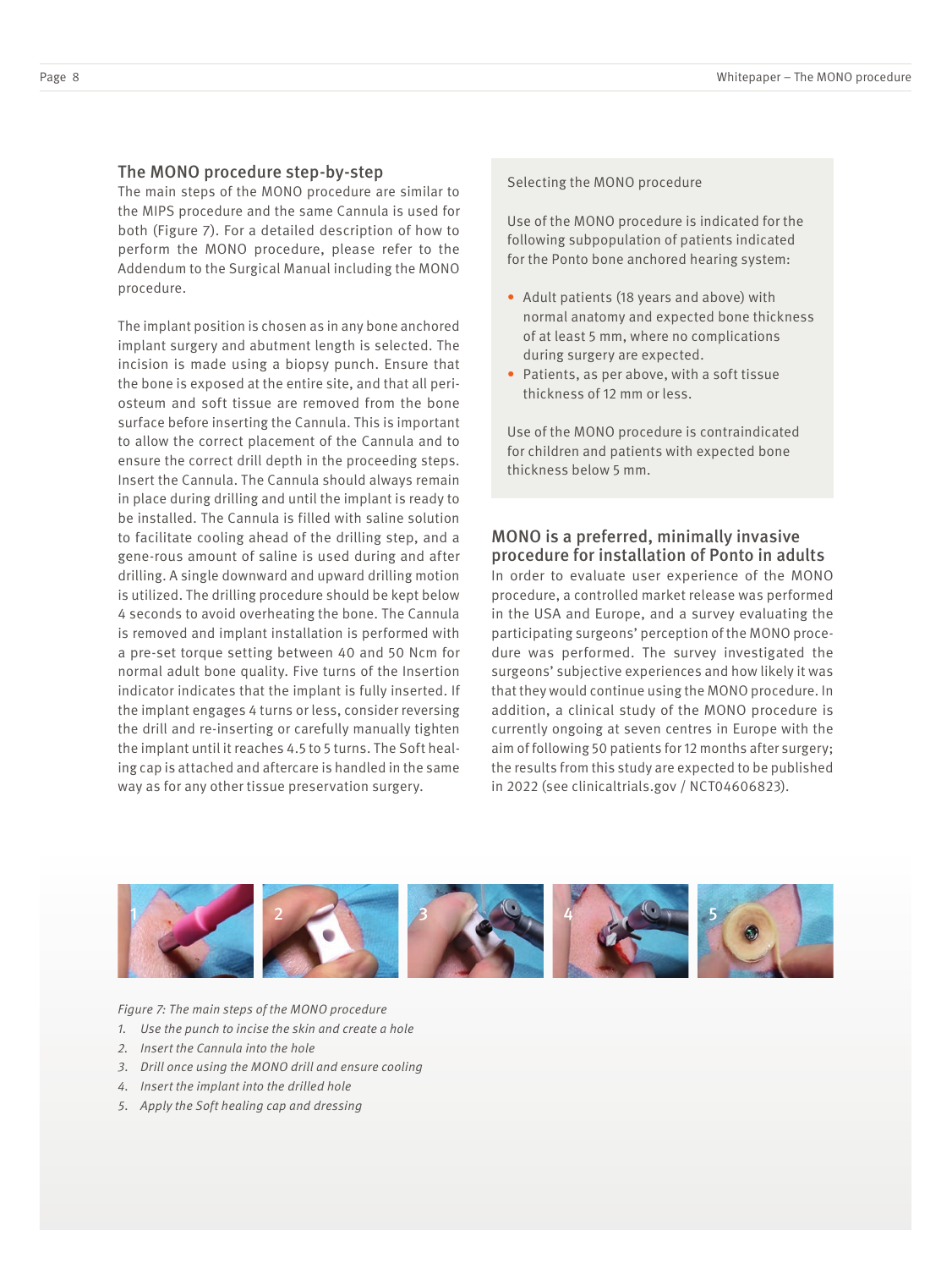## The MONO procedure step-by-step

The main steps of the MONO procedure are similar to the MIPS procedure and the same Cannula is used for both (Figure 7). For a detailed description of how to perform the MONO procedure, please refer to the Addendum to the Surgical Manual including the MONO procedure.

The implant position is chosen as in any bone anchored implant surgery and abutment length is selected. The incision is made using a biopsy punch. Ensure that the bone is exposed at the entire site, and that all periosteum and soft tissue are removed from the bone surface before inserting the Cannula. This is important to allow the correct placement of the Cannula and to ensure the correct drill depth in the proceeding steps. Insert the Cannula. The Cannula should always remain in place during drilling and until the implant is ready to be installed. The Cannula is filled with saline solution to facilitate cooling ahead of the drilling step, and a gene-rous amount of saline is used during and after drilling. A single downward and upward drilling motion is utilized. The drilling procedure should be kept below 4 seconds to avoid overheating the bone. The Cannula is removed and implant installation is performed with a pre-set torque setting between 40 and 50 Ncm for normal adult bone quality. Five turns of the Insertion indicator indicates that the implant is fully inserted. If the implant engages 4 turns or less, consider reversing the drill and re-inserting or carefully manually tighten the implant until it reaches 4.5 to 5 turns. The Soft healing cap is attached and aftercare is handled in the same way as for any other tissue preservation surgery.

> Selecting the MONO procedure
>
> Use of the MONO procedure is indicated for the following subpopulation of patients indicated for the Ponto bone anchored hearing system:
>
> - Adult patients (18 years and above) with normal anatomy and expected bone thickness of at least 5 mm, where no complications during surgery are expected.
> - Patients, as per above, with a soft tissue thickness of 12 mm or less.
>
> Use of the MONO procedure is contraindicated for children and patients with expected bone thickness below 5 mm.

## MONO is a preferred, minimally invasive procedure for installation of Ponto in adults

In order to evaluate user experience of the MONO procedure, a controlled market release was performed in the USA and Europe, and a survey evaluating the participating surgeons' perception of the MONO procedure was performed. The survey investigated the surgeons' subjective experiences and how likely it was that they would continue using the MONO procedure. In addition, a clinical study of the MONO procedure is currently ongoing at seven centres in Europe with the aim of following 50 patients for 12 months after surgery; the results from this study are expected to be published in 2022 (see clinicaltrials.gov / NCT04606823).

*Figure 7: The main steps of the MONO procedure*

1. *Use the punch to incise the skin and create a hole*
2. *Insert the Cannula into the hole*
3. *Drill once using the MONO drill and ensure cooling*
4. *Insert the implant into the drilled hole*
5. *Apply the Soft healing cap and dressing*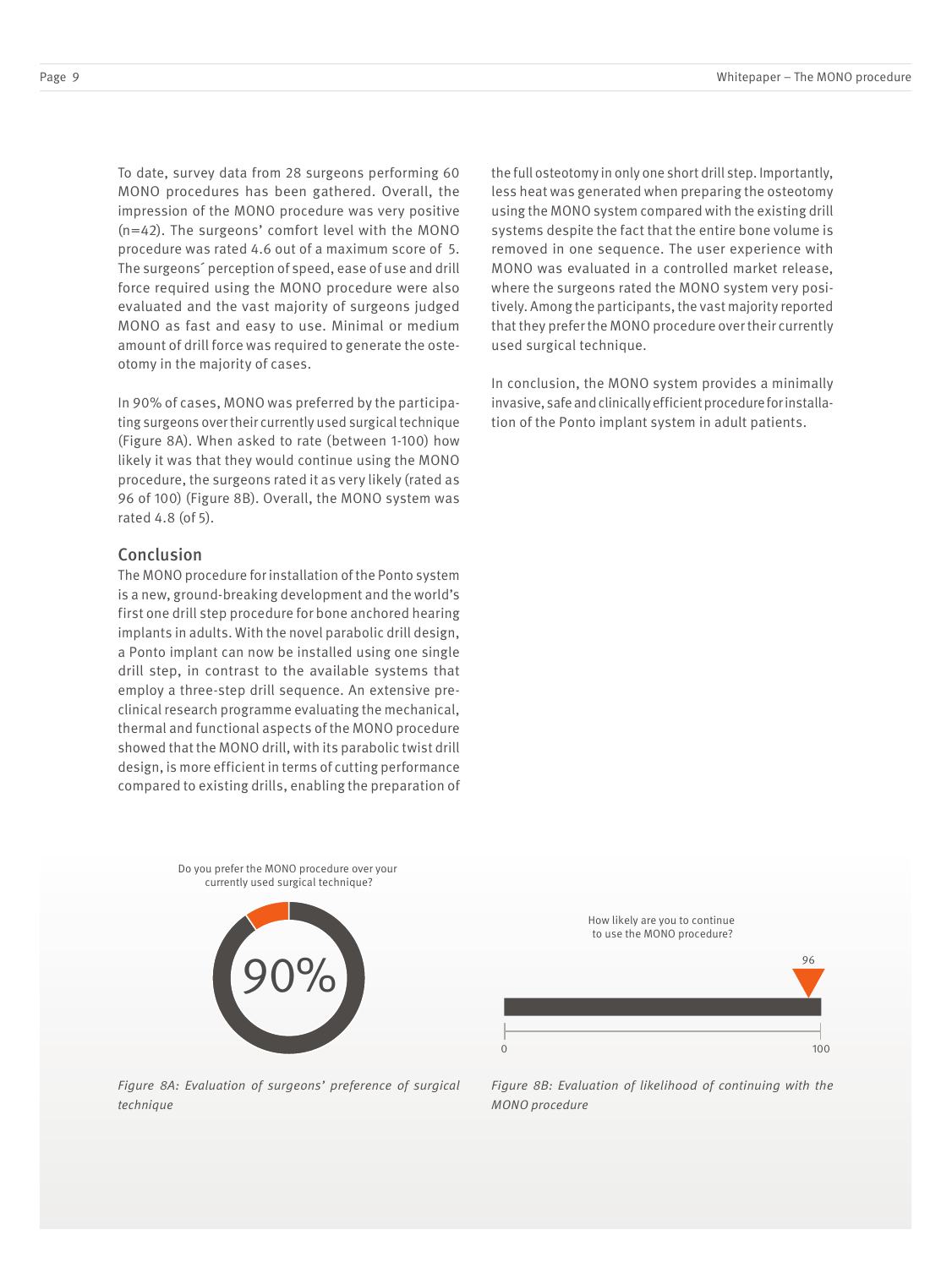To date, survey data from 28 surgeons performing 60 MONO procedures has been gathered. Overall, the impression of the MONO procedure was very positive (n=42). The surgeons' comfort level with the MONO procedure was rated 4.6 out of a maximum score of 5. The surgeons´ perception of speed, ease of use and drill force required using the MONO procedure were also evaluated and the vast majority of surgeons judged MONO as fast and easy to use. Minimal or medium amount of drill force was required to generate the osteotomy in the majority of cases.

In 90% of cases, MONO was preferred by the participating surgeons over their currently used surgical technique (Figure 8A). When asked to rate (between 1-100) how likely it was that they would continue using the MONO procedure, the surgeons rated it as very likely (rated as 96 of 100) (Figure 8B). Overall, the MONO system was rated 4.8 (of 5).

## Conclusion

The MONO procedure for installation of the Ponto system is a new, ground-breaking development and the world's first one drill step procedure for bone anchored hearing implants in adults. With the novel parabolic drill design, a Ponto implant can now be installed using one single drill step, in contrast to the available systems that employ a three-step drill sequence. An extensive preclinical research programme evaluating the mechanical, thermal and functional aspects of the MONO procedure showed that the MONO drill, with its parabolic twist drill design, is more efficient in terms of cutting performance compared to existing drills, enabling the preparation of the full osteotomy in only one short drill step. Importantly, less heat was generated when preparing the osteotomy using the MONO system compared with the existing drill systems despite the fact that the entire bone volume is removed in one sequence. The user experience with MONO was evaluated in a controlled market release, where the surgeons rated the MONO system very positively. Among the participants, the vast majority reported that they prefer the MONO procedure over their currently used surgical technique.

In conclusion, the MONO system provides a minimally invasive, safe and clinically efficient procedure for installation of the Ponto implant system in adult patients.

Do you prefer the MONO procedure over your currently used surgical technique?

90%

*Figure 8A: Evaluation of surgeons' preference of surgical technique*

How likely are you to continue to use the MONO procedure?

96

0 — 100

*Figure 8B: Evaluation of likelihood of continuing with the MONO procedure*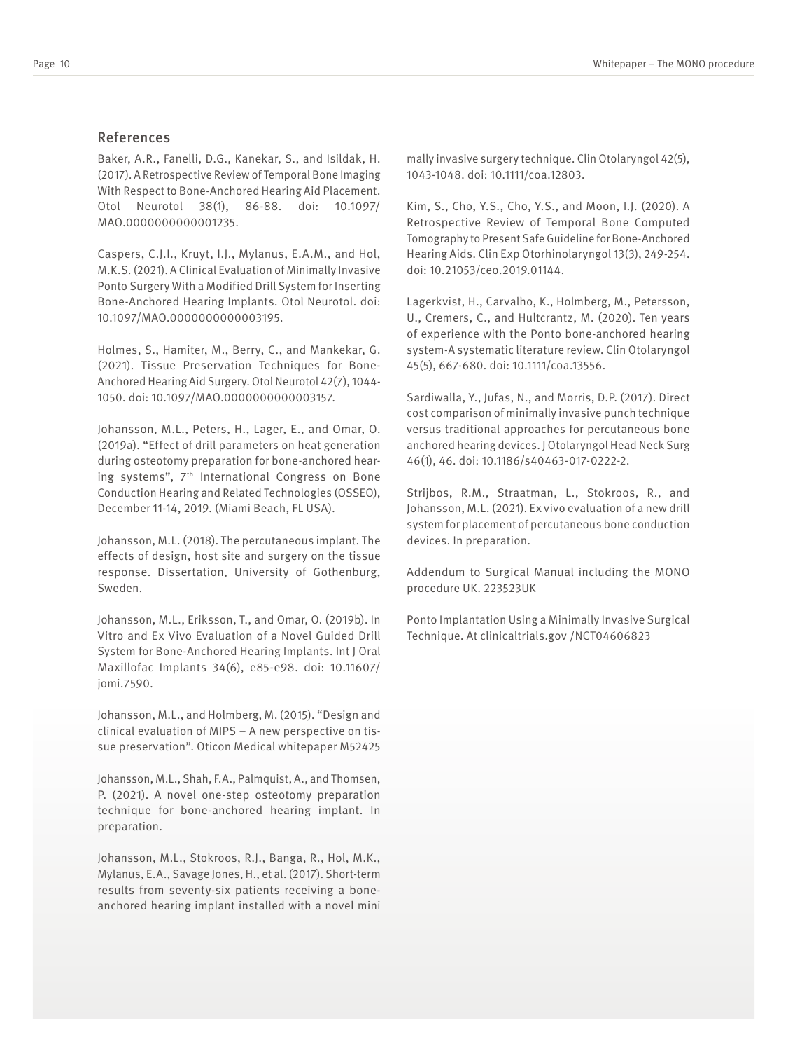## References

Baker, A.R., Fanelli, D.G., Kanekar, S., and Isildak, H. (2017). A Retrospective Review of Temporal Bone Imaging With Respect to Bone-Anchored Hearing Aid Placement. Otol Neurotol 38(1), 86-88. doi: 10.1097/MAO.0000000000001235.

Caspers, C.J.I., Kruyt, I.J., Mylanus, E.A.M., and Hol, M.K.S. (2021). A Clinical Evaluation of Minimally Invasive Ponto Surgery With a Modified Drill System for Inserting Bone-Anchored Hearing Implants. Otol Neurotol. doi: 10.1097/MAO.0000000000003195.

Holmes, S., Hamiter, M., Berry, C., and Mankekar, G. (2021). Tissue Preservation Techniques for Bone-Anchored Hearing Aid Surgery. Otol Neurotol 42(7), 1044-1050. doi: 10.1097/MAO.0000000000003157.

Johansson, M.L., Peters, H., Lager, E., and Omar, O. (2019a). "Effect of drill parameters on heat generation during osteotomy preparation for bone-anchored hearing systems", 7th International Congress on Bone Conduction Hearing and Related Technologies (OSSEO), December 11-14, 2019. (Miami Beach, FL USA).

Johansson, M.L. (2018). The percutaneous implant. The effects of design, host site and surgery on the tissue response. Dissertation, University of Gothenburg, Sweden.

Johansson, M.L., Eriksson, T., and Omar, O. (2019b). In Vitro and Ex Vivo Evaluation of a Novel Guided Drill System for Bone-Anchored Hearing Implants. Int J Oral Maxillofac Implants 34(6), e85-e98. doi: 10.11607/jomi.7590.

Johansson, M.L., and Holmberg, M. (2015). "Design and clinical evaluation of MIPS – A new perspective on tissue preservation". Oticon Medical whitepaper M52425

Johansson, M.L., Shah, F.A., Palmquist, A., and Thomsen, P. (2021). A novel one-step osteotomy preparation technique for bone-anchored hearing implant. In preparation.

Johansson, M.L., Stokroos, R.J., Banga, R., Hol, M.K., Mylanus, E.A., Savage Jones, H., et al. (2017). Short-term results from seventy-six patients receiving a bone-anchored hearing implant installed with a novel minimally invasive surgery technique. Clin Otolaryngol 42(5), 1043-1048. doi: 10.1111/coa.12803.

Kim, S., Cho, Y.S., Cho, Y.S., and Moon, I.J. (2020). A Retrospective Review of Temporal Bone Computed Tomography to Present Safe Guideline for Bone-Anchored Hearing Aids. Clin Exp Otorhinolaryngol 13(3), 249-254. doi: 10.21053/ceo.2019.01144.

Lagerkvist, H., Carvalho, K., Holmberg, M., Petersson, U., Cremers, C., and Hultcrantz, M. (2020). Ten years of experience with the Ponto bone-anchored hearing system-A systematic literature review. Clin Otolaryngol 45(5), 667-680. doi: 10.1111/coa.13556.

Sardiwalla, Y., Jufas, N., and Morris, D.P. (2017). Direct cost comparison of minimally invasive punch technique versus traditional approaches for percutaneous bone anchored hearing devices. J Otolaryngol Head Neck Surg 46(1), 46. doi: 10.1186/s40463-017-0222-2.

Strijbos, R.M., Straatman, L., Stokroos, R., and Johansson, M.L. (2021). Ex vivo evaluation of a new drill system for placement of percutaneous bone conduction devices. In preparation.

Addendum to Surgical Manual including the MONO procedure UK. 223523UK

Ponto Implantation Using a Minimally Invasive Surgical Technique. At clinicaltrials.gov /NCT04606823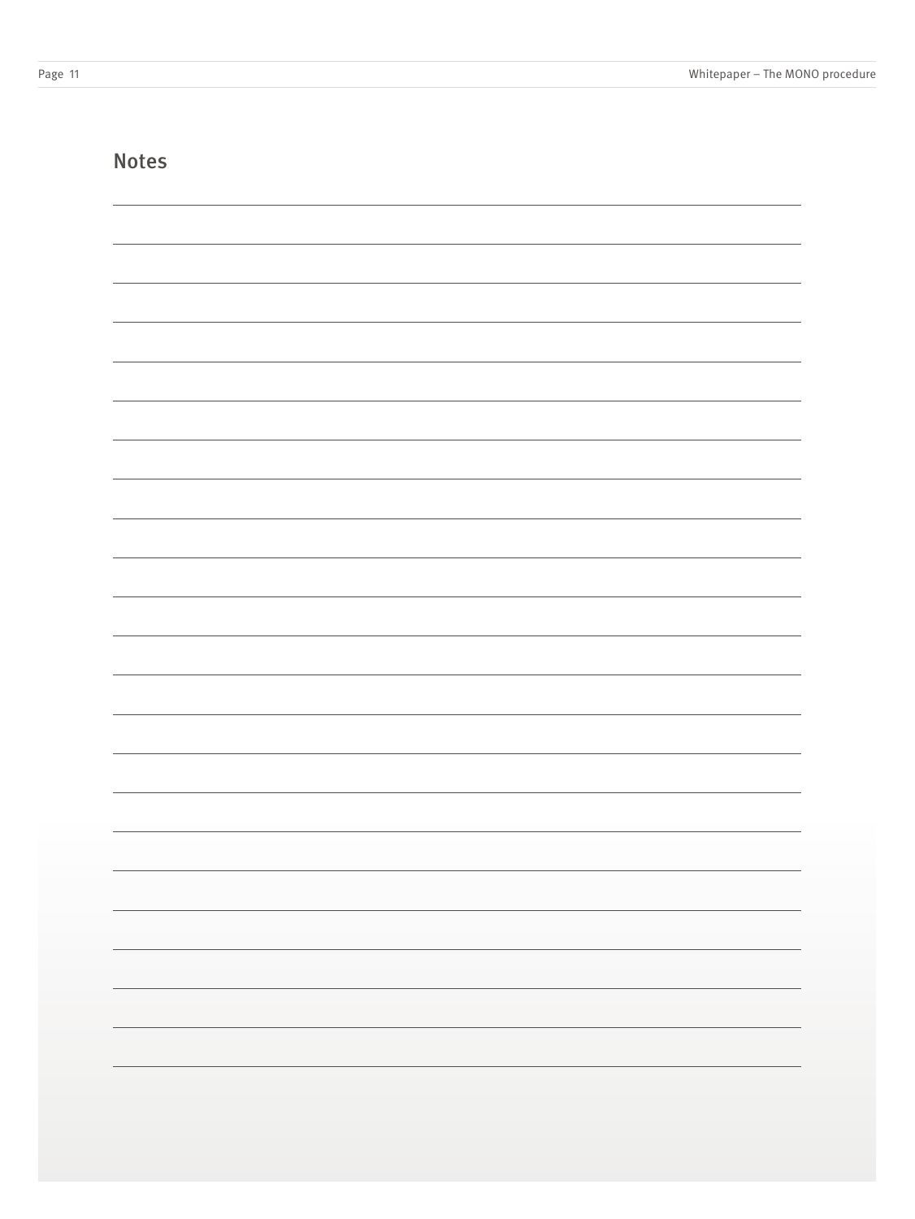## Notes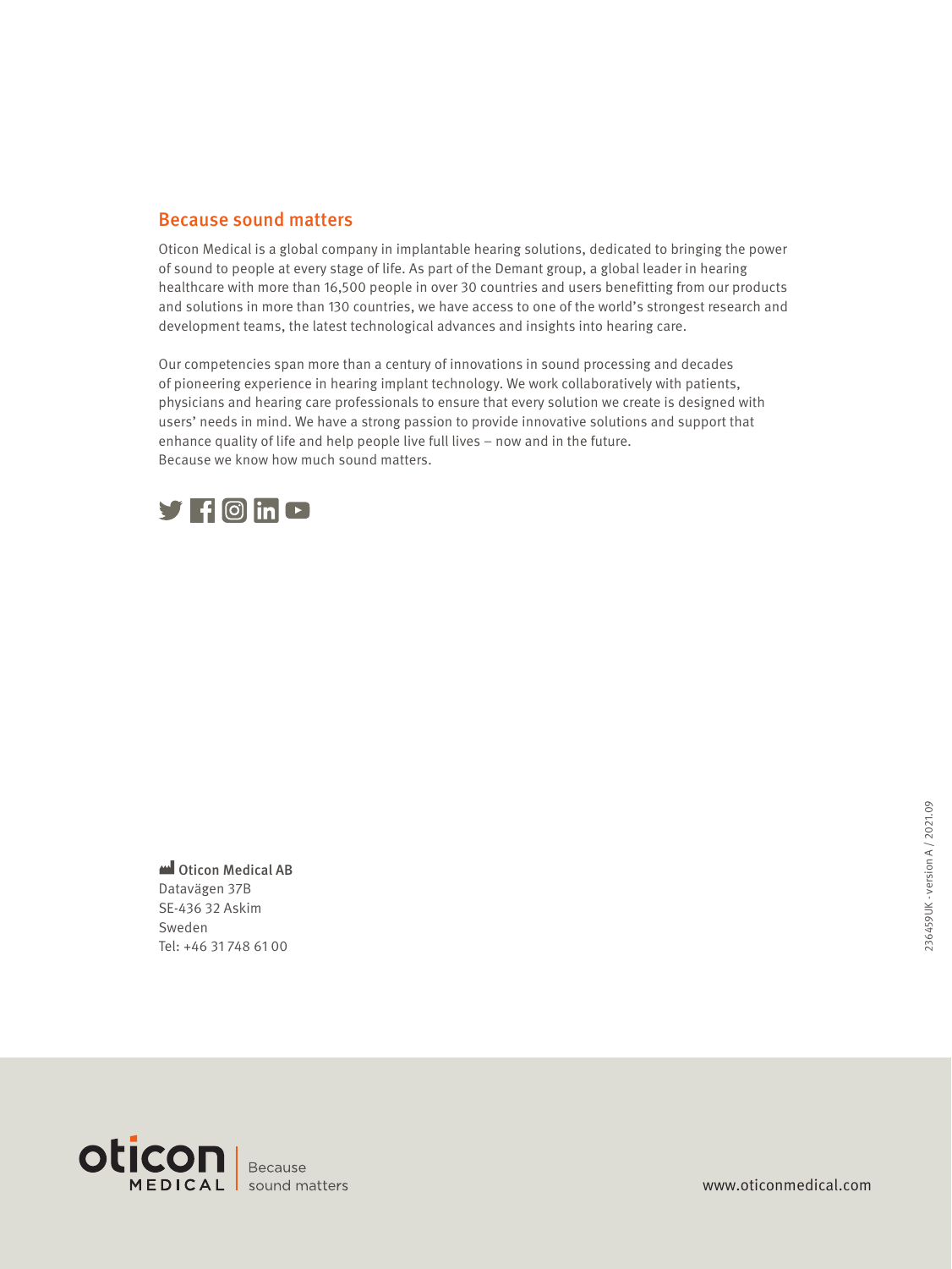## Because sound matters

Oticon Medical is a global company in implantable hearing solutions, dedicated to bringing the power of sound to people at every stage of life. As part of the Demant group, a global leader in hearing healthcare with more than 16,500 people in over 30 countries and users benefitting from our products and solutions in more than 130 countries, we have access to one of the world's strongest research and development teams, the latest technological advances and insights into hearing care.

Our competencies span more than a century of innovations in sound processing and decades of pioneering experience in hearing implant technology. We work collaboratively with patients, physicians and hearing care professionals to ensure that every solution we create is designed with users' needs in mind. We have a strong passion to provide innovative solutions and support that enhance quality of life and help people live full lives – now and in the future. Because we know how much sound matters.

**Oticon Medical AB**
Datavägen 37B
SE-436 32 Askim
Sweden
Tel: +46 31 748 61 00

236459UK - version A / 2021.09

oticon MEDICAL | Because sound matters

www.oticonmedical.com